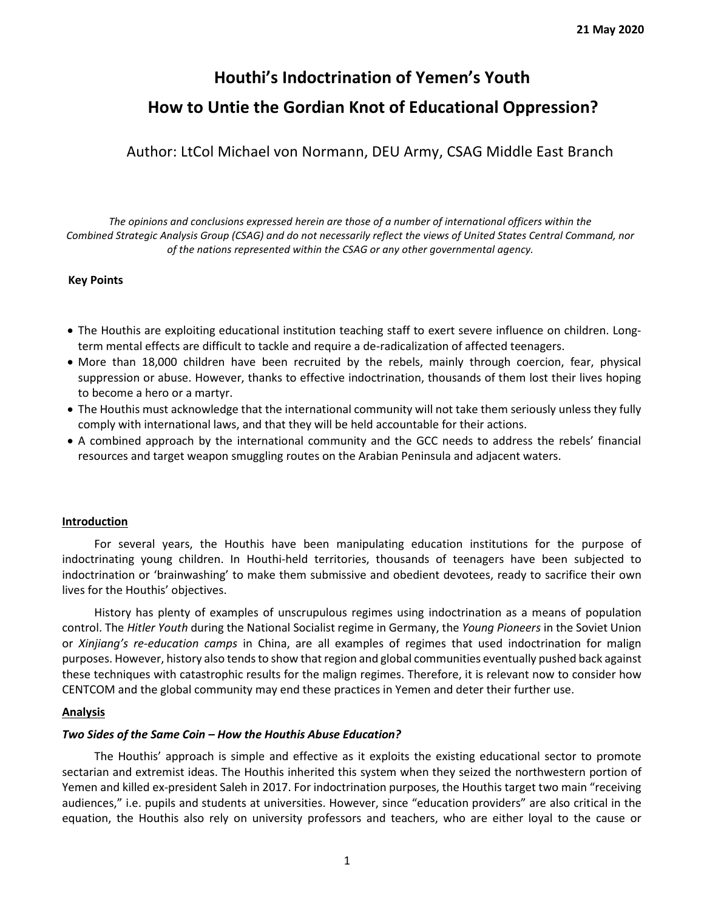21 May 2020

# Houthi's Indoctrination of Yemen's Youth
# How to Untie the Gordian Knot of Educational Oppression?

Author: LtCol Michael von Normann, DEU Army, CSAG Middle East Branch

*The opinions and conclusions expressed herein are those of a number of international officers within the Combined Strategic Analysis Group (CSAG) and do not necessarily reflect the views of United States Central Command, nor of the nations represented within the CSAG or any other governmental agency.*

**Key Points**

- The Houthis are exploiting educational institution teaching staff to exert severe influence on children. Long-term mental effects are difficult to tackle and require a de-radicalization of affected teenagers.
- More than 18,000 children have been recruited by the rebels, mainly through coercion, fear, physical suppression or abuse. However, thanks to effective indoctrination, thousands of them lost their lives hoping to become a hero or a martyr.
- The Houthis must acknowledge that the international community will not take them seriously unless they fully comply with international laws, and that they will be held accountable for their actions.
- A combined approach by the international community and the GCC needs to address the rebels' financial resources and target weapon smuggling routes on the Arabian Peninsula and adjacent waters.

## Introduction

For several years, the Houthis have been manipulating education institutions for the purpose of indoctrinating young children. In Houthi-held territories, thousands of teenagers have been subjected to indoctrination or 'brainwashing' to make them submissive and obedient devotees, ready to sacrifice their own lives for the Houthis' objectives.

History has plenty of examples of unscrupulous regimes using indoctrination as a means of population control. The *Hitler Youth* during the National Socialist regime in Germany, the *Young Pioneers* in the Soviet Union or *Xinjiang's re-education camps* in China, are all examples of regimes that used indoctrination for malign purposes. However, history also tends to show that region and global communities eventually pushed back against these techniques with catastrophic results for the malign regimes. Therefore, it is relevant now to consider how CENTCOM and the global community may end these practices in Yemen and deter their further use.

## Analysis

### *Two Sides of the Same Coin – How the Houthis Abuse Education?*

The Houthis' approach is simple and effective as it exploits the existing educational sector to promote sectarian and extremist ideas. The Houthis inherited this system when they seized the northwestern portion of Yemen and killed ex-president Saleh in 2017. For indoctrination purposes, the Houthis target two main "receiving audiences," i.e. pupils and students at universities. However, since "education providers" are also critical in the equation, the Houthis also rely on university professors and teachers, who are either loyal to the cause or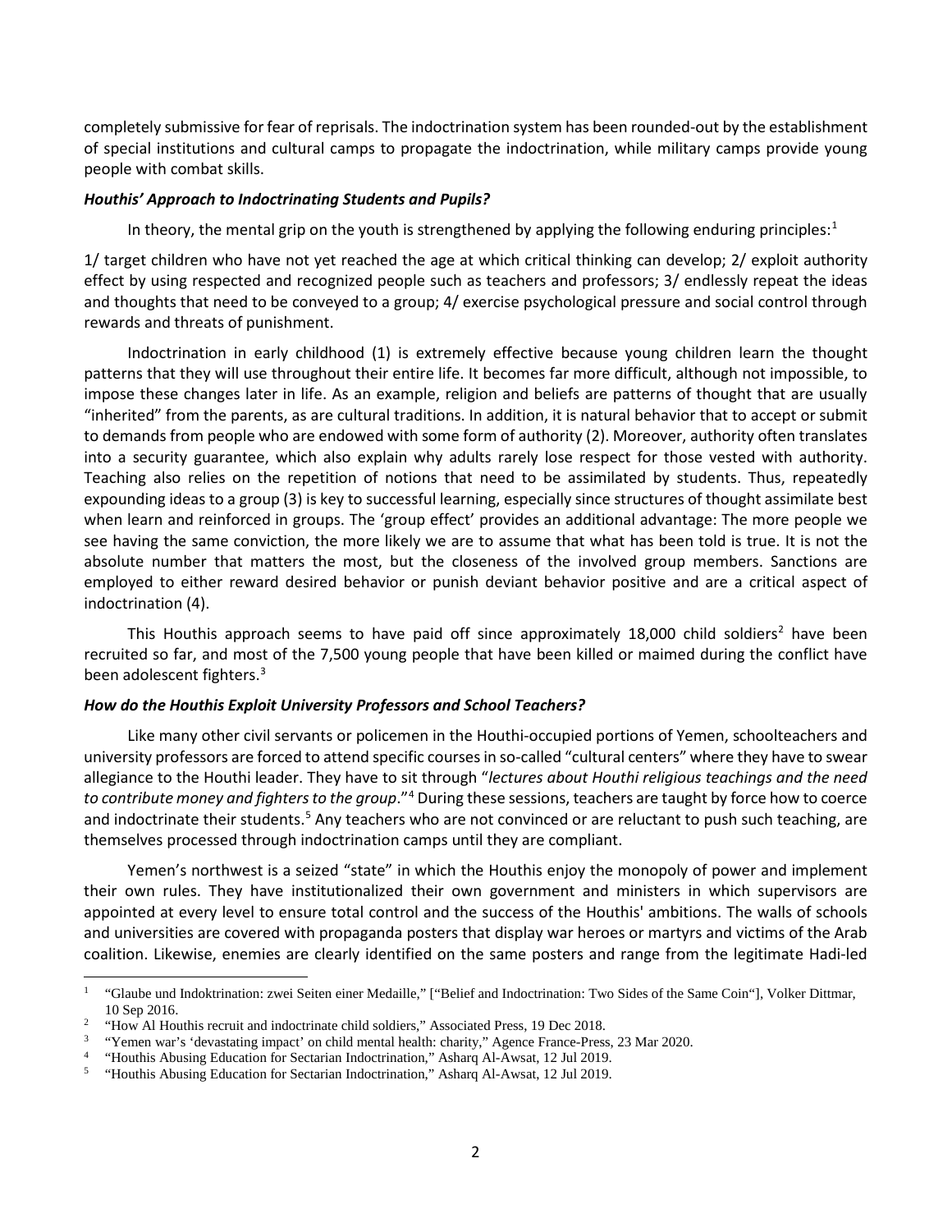completely submissive for fear of reprisals. The indoctrination system has been rounded-out by the establishment of special institutions and cultural camps to propagate the indoctrination, while military camps provide young people with combat skills.

### *Houthis' Approach to Indoctrinating Students and Pupils?*

In theory, the mental grip on the youth is strengthened by applying the following enduring principles:[1]

1/ target children who have not yet reached the age at which critical thinking can develop; 2/ exploit authority effect by using respected and recognized people such as teachers and professors; 3/ endlessly repeat the ideas and thoughts that need to be conveyed to a group; 4/ exercise psychological pressure and social control through rewards and threats of punishment.

Indoctrination in early childhood (1) is extremely effective because young children learn the thought patterns that they will use throughout their entire life. It becomes far more difficult, although not impossible, to impose these changes later in life. As an example, religion and beliefs are patterns of thought that are usually "inherited" from the parents, as are cultural traditions. In addition, it is natural behavior that to accept or submit to demands from people who are endowed with some form of authority (2). Moreover, authority often translates into a security guarantee, which also explain why adults rarely lose respect for those vested with authority. Teaching also relies on the repetition of notions that need to be assimilated by students. Thus, repeatedly expounding ideas to a group (3) is key to successful learning, especially since structures of thought assimilate best when learn and reinforced in groups. The 'group effect' provides an additional advantage: The more people we see having the same conviction, the more likely we are to assume that what has been told is true. It is not the absolute number that matters the most, but the closeness of the involved group members. Sanctions are employed to either reward desired behavior or punish deviant behavior positive and are a critical aspect of indoctrination (4).

This Houthis approach seems to have paid off since approximately 18,000 child soldiers[2] have been recruited so far, and most of the 7,500 young people that have been killed or maimed during the conflict have been adolescent fighters.[3]

### *How do the Houthis Exploit University Professors and School Teachers?*

Like many other civil servants or policemen in the Houthi-occupied portions of Yemen, schoolteachers and university professors are forced to attend specific courses in so-called "cultural centers" where they have to swear allegiance to the Houthi leader. They have to sit through "*lectures about Houthi religious teachings and the need to contribute money and fighters to the group*."[4] During these sessions, teachers are taught by force how to coerce and indoctrinate their students.[5] Any teachers who are not convinced or are reluctant to push such teaching, are themselves processed through indoctrination camps until they are compliant.

Yemen's northwest is a seized "state" in which the Houthis enjoy the monopoly of power and implement their own rules. They have institutionalized their own government and ministers in which supervisors are appointed at every level to ensure total control and the success of the Houthis' ambitions. The walls of schools and universities are covered with propaganda posters that display war heroes or martyrs and victims of the Arab coalition. Likewise, enemies are clearly identified on the same posters and range from the legitimate Hadi-led

---

[1] "Glaube und Indoktrination: zwei Seiten einer Medaille," ["Belief and Indoctrination: Two Sides of the Same Coin"], Volker Dittmar, 10 Sep 2016.

[2] "How Al Houthis recruit and indoctrinate child soldiers," Associated Press, 19 Dec 2018.

[3] "Yemen war's 'devastating impact' on child mental health: charity," Agence France-Press, 23 Mar 2020.

[4] "Houthis Abusing Education for Sectarian Indoctrination," Asharq Al-Awsat, 12 Jul 2019.

[5] "Houthis Abusing Education for Sectarian Indoctrination," Asharq Al-Awsat, 12 Jul 2019.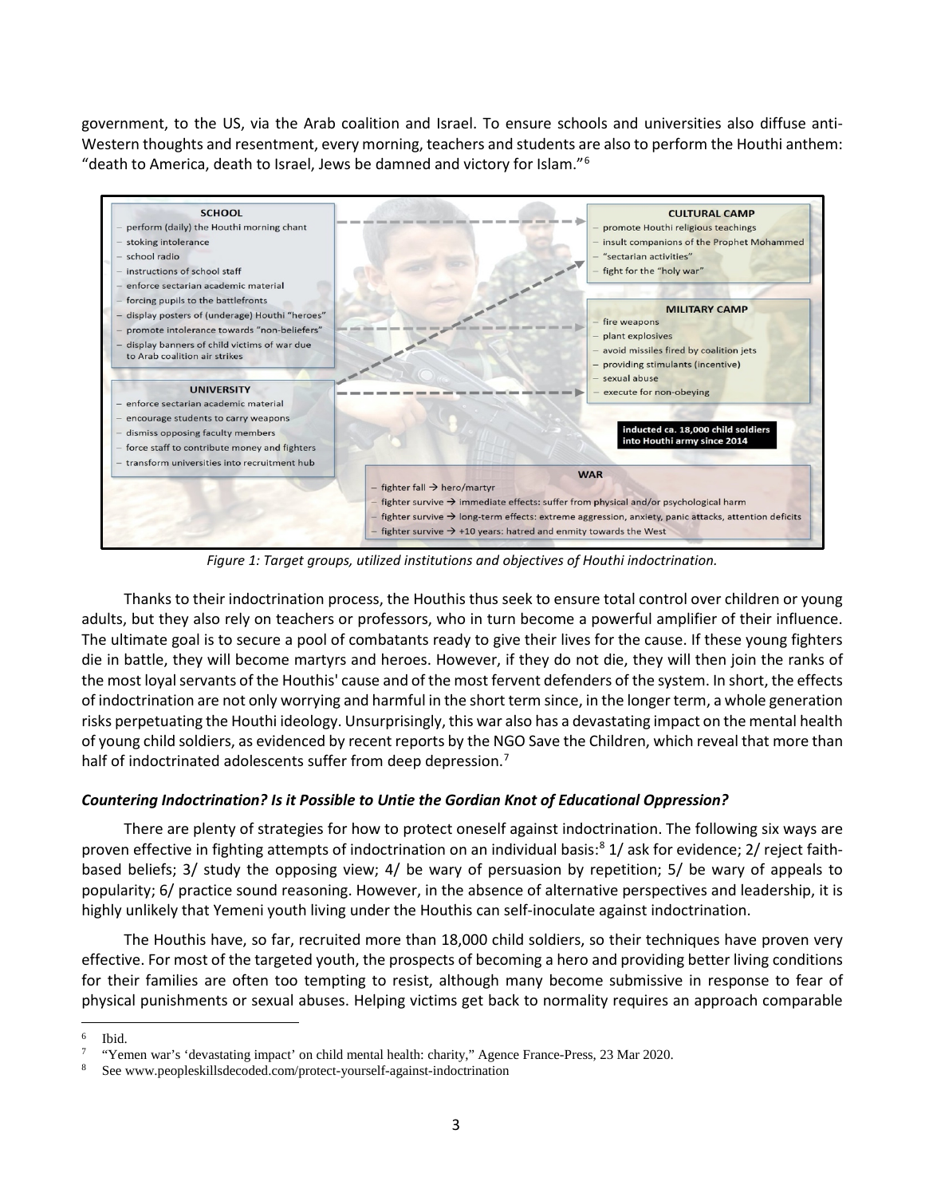government, to the US, via the Arab coalition and Israel. To ensure schools and universities also diffuse anti-Western thoughts and resentment, every morning, teachers and students are also to perform the Houthi anthem: "death to America, death to Israel, Jews be damned and victory for Islam."[6]

**SCHOOL**
- perform (daily) the Houthi morning chant
- stoking intolerance
- school radio
- instructions of school staff
- enforce sectarian academic material
- forcing pupils to the battlefronts
- display posters of (underage) Houthi "heroes"
- promote intolerance towards "non-believers"
- display banners of child victims of war due to Arab coalition air strikes

**UNIVERSITY**
- enforce sectarian academic material
- encourage students to carry weapons
- dismiss opposing faculty members
- force staff to contribute money and fighters
- transform universities into recruitment hub

**CULTURAL CAMP**
- promote Houthi religious teachings
- insult companions of the Prophet Mohammed
- "sectarian activities"
- fight for the "holy war"

**MILITARY CAMP**
- fire weapons
- plant explosives
- avoid missiles fired by coalition jets
- providing stimulants (incentive)
- sexual abuse
- execute for non-obeying

**inducted ca. 18,000 child soldiers into Houthi army since 2014**

**WAR**
- fighter fall → hero/martyr
- fighter survive → immediate effects: suffer from physical and/or psychological harm
- fighter survive → long-term effects: extreme aggression, anxiety, panic attacks, attention deficits
- fighter survive → +10 years: hatred and enmity towards the West

*Figure 1: Target groups, utilized institutions and objectives of Houthi indoctrination.*

Thanks to their indoctrination process, the Houthis thus seek to ensure total control over children or young adults, but they also rely on teachers or professors, who in turn become a powerful amplifier of their influence. The ultimate goal is to secure a pool of combatants ready to give their lives for the cause. If these young fighters die in battle, they will become martyrs and heroes. However, if they do not die, they will then join the ranks of the most loyal servants of the Houthis' cause and of the most fervent defenders of the system. In short, the effects of indoctrination are not only worrying and harmful in the short term since, in the longer term, a whole generation risks perpetuating the Houthi ideology. Unsurprisingly, this war also has a devastating impact on the mental health of young child soldiers, as evidenced by recent reports by the NGO Save the Children, which reveal that more than half of indoctrinated adolescents suffer from deep depression.[7]

### *Countering Indoctrination? Is it Possible to Untie the Gordian Knot of Educational Oppression?*

There are plenty of strategies for how to protect oneself against indoctrination. The following six ways are proven effective in fighting attempts of indoctrination on an individual basis:[8] 1/ ask for evidence; 2/ reject faith-based beliefs; 3/ study the opposing view; 4/ be wary of persuasion by repetition; 5/ be wary of appeals to popularity; 6/ practice sound reasoning. However, in the absence of alternative perspectives and leadership, it is highly unlikely that Yemeni youth living under the Houthis can self-inoculate against indoctrination.

The Houthis have, so far, recruited more than 18,000 child soldiers, so their techniques have proven very effective. For most of the targeted youth, the prospects of becoming a hero and providing better living conditions for their families are often too tempting to resist, although many become submissive in response to fear of physical punishments or sexual abuses. Helping victims get back to normality requires an approach comparable

---

[6] Ibid.

[7] "Yemen war's 'devastating impact' on child mental health: charity," Agence France-Press, 23 Mar 2020.

[8] See www.peopleskillsdecoded.com/protect-yourself-against-indoctrination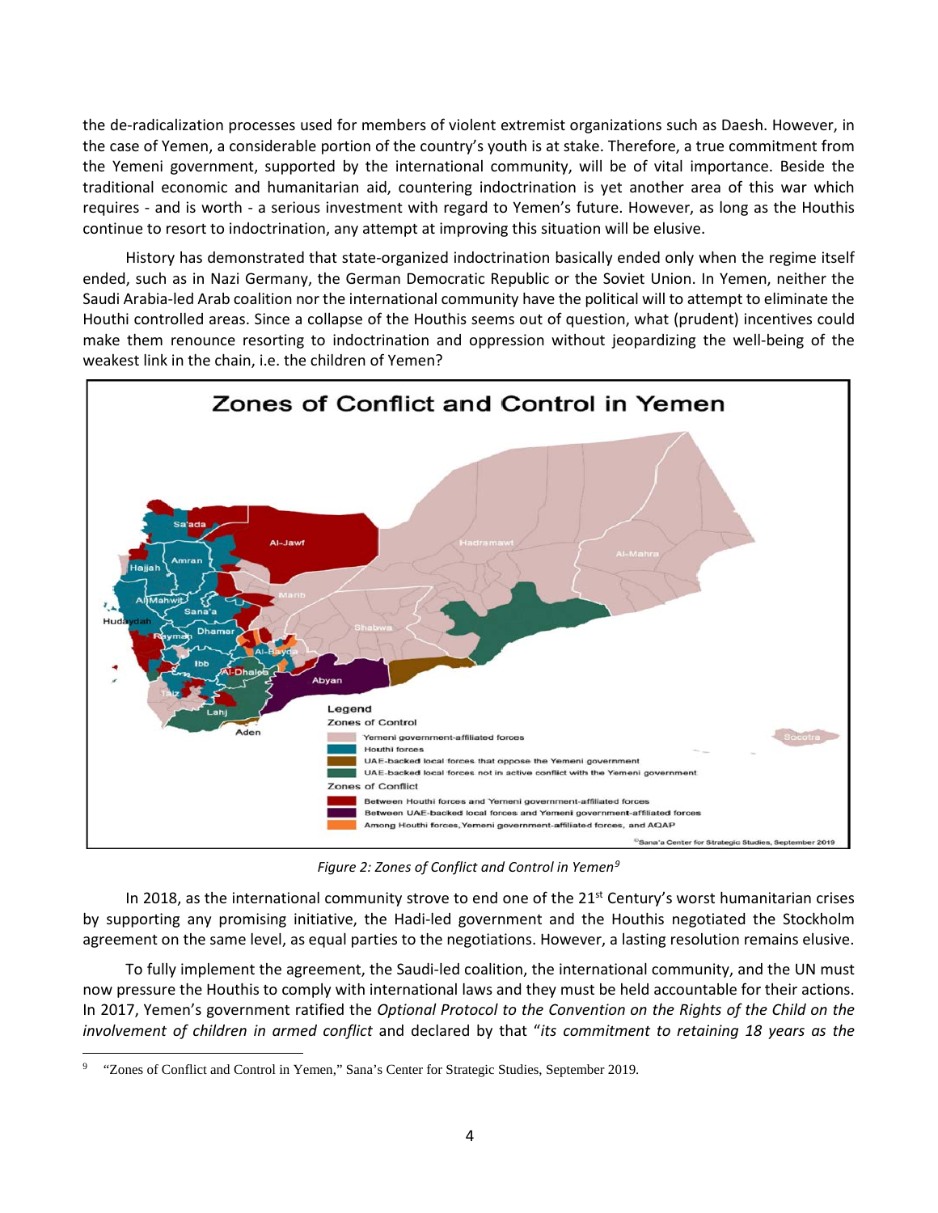the de-radicalization processes used for members of violent extremist organizations such as Daesh. However, in the case of Yemen, a considerable portion of the country's youth is at stake. Therefore, a true commitment from the Yemeni government, supported by the international community, will be of vital importance. Beside the traditional economic and humanitarian aid, countering indoctrination is yet another area of this war which requires - and is worth - a serious investment with regard to Yemen's future. However, as long as the Houthis continue to resort to indoctrination, any attempt at improving this situation will be elusive.

History has demonstrated that state-organized indoctrination basically ended only when the regime itself ended, such as in Nazi Germany, the German Democratic Republic or the Soviet Union. In Yemen, neither the Saudi Arabia-led Arab coalition nor the international community have the political will to attempt to eliminate the Houthi controlled areas. Since a collapse of the Houthis seems out of question, what (prudent) incentives could make them renounce resorting to indoctrination and oppression without jeopardizing the well-being of the weakest link in the chain, i.e. the children of Yemen?

*Figure 2: Zones of Conflict and Control in Yemen*[9]

In 2018, as the international community strove to end one of the 21st Century's worst humanitarian crises by supporting any promising initiative, the Hadi-led government and the Houthis negotiated the Stockholm agreement on the same level, as equal parties to the negotiations. However, a lasting resolution remains elusive.

To fully implement the agreement, the Saudi-led coalition, the international community, and the UN must now pressure the Houthis to comply with international laws and they must be held accountable for their actions. In 2017, Yemen's government ratified the *Optional Protocol to the Convention on the Rights of the Child on the involvement of children in armed conflict* and declared by that "*its commitment to retaining 18 years as the*

---

[9] "Zones of Conflict and Control in Yemen," Sana's Center for Strategic Studies, September 2019.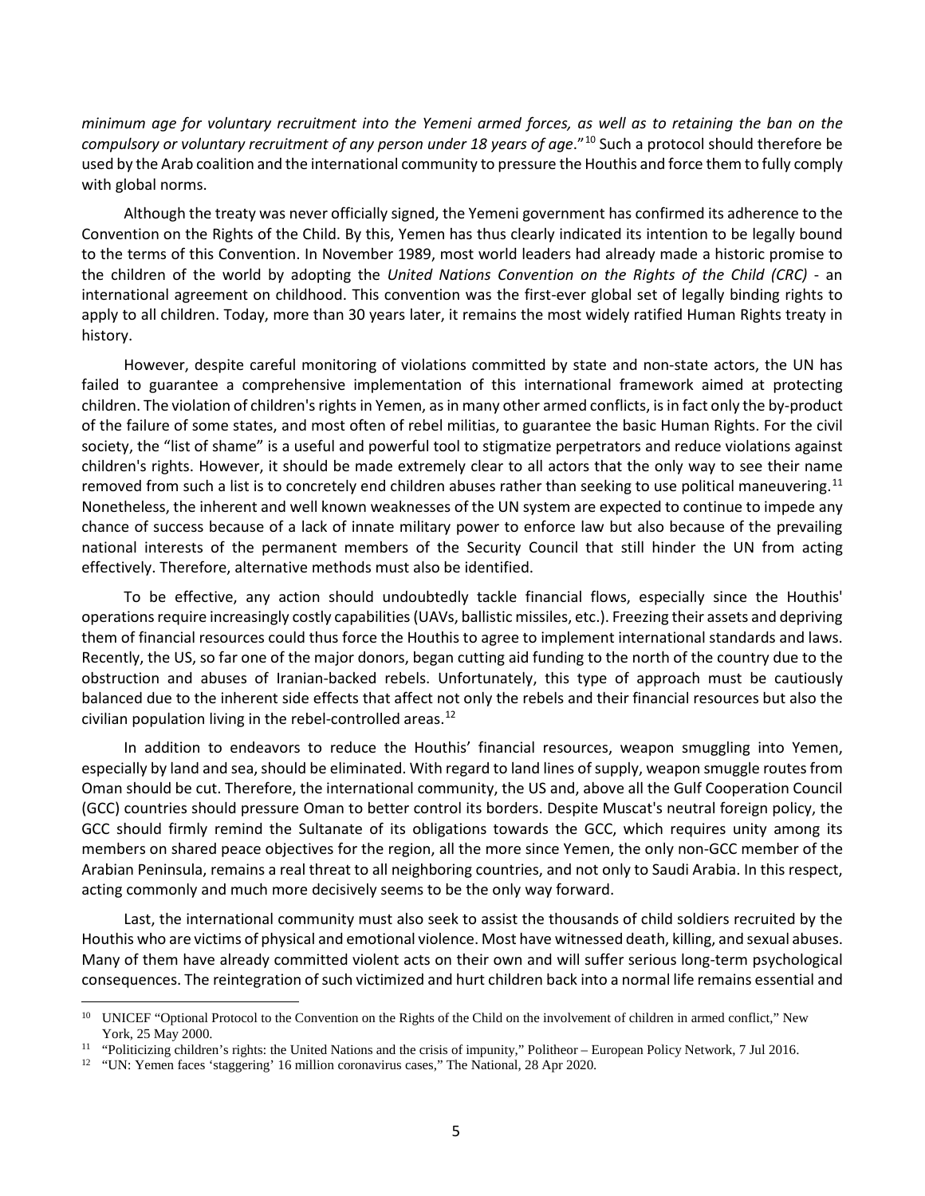*minimum age for voluntary recruitment into the Yemeni armed forces, as well as to retaining the ban on the compulsory or voluntary recruitment of any person under 18 years of age*."[10] Such a protocol should therefore be used by the Arab coalition and the international community to pressure the Houthis and force them to fully comply with global norms.

Although the treaty was never officially signed, the Yemeni government has confirmed its adherence to the Convention on the Rights of the Child. By this, Yemen has thus clearly indicated its intention to be legally bound to the terms of this Convention. In November 1989, most world leaders had already made a historic promise to the children of the world by adopting the *United Nations Convention on the Rights of the Child (CRC)* - an international agreement on childhood. This convention was the first-ever global set of legally binding rights to apply to all children. Today, more than 30 years later, it remains the most widely ratified Human Rights treaty in history.

However, despite careful monitoring of violations committed by state and non-state actors, the UN has failed to guarantee a comprehensive implementation of this international framework aimed at protecting children. The violation of children's rights in Yemen, as in many other armed conflicts, is in fact only the by-product of the failure of some states, and most often of rebel militias, to guarantee the basic Human Rights. For the civil society, the "list of shame" is a useful and powerful tool to stigmatize perpetrators and reduce violations against children's rights. However, it should be made extremely clear to all actors that the only way to see their name removed from such a list is to concretely end children abuses rather than seeking to use political maneuvering.[11] Nonetheless, the inherent and well known weaknesses of the UN system are expected to continue to impede any chance of success because of a lack of innate military power to enforce law but also because of the prevailing national interests of the permanent members of the Security Council that still hinder the UN from acting effectively. Therefore, alternative methods must also be identified.

To be effective, any action should undoubtedly tackle financial flows, especially since the Houthis' operations require increasingly costly capabilities (UAVs, ballistic missiles, etc.). Freezing their assets and depriving them of financial resources could thus force the Houthis to agree to implement international standards and laws. Recently, the US, so far one of the major donors, began cutting aid funding to the north of the country due to the obstruction and abuses of Iranian-backed rebels. Unfortunately, this type of approach must be cautiously balanced due to the inherent side effects that affect not only the rebels and their financial resources but also the civilian population living in the rebel-controlled areas.[12]

In addition to endeavors to reduce the Houthis' financial resources, weapon smuggling into Yemen, especially by land and sea, should be eliminated. With regard to land lines of supply, weapon smuggle routes from Oman should be cut. Therefore, the international community, the US and, above all the Gulf Cooperation Council (GCC) countries should pressure Oman to better control its borders. Despite Muscat's neutral foreign policy, the GCC should firmly remind the Sultanate of its obligations towards the GCC, which requires unity among its members on shared peace objectives for the region, all the more since Yemen, the only non-GCC member of the Arabian Peninsula, remains a real threat to all neighboring countries, and not only to Saudi Arabia. In this respect, acting commonly and much more decisively seems to be the only way forward.

Last, the international community must also seek to assist the thousands of child soldiers recruited by the Houthis who are victims of physical and emotional violence. Most have witnessed death, killing, and sexual abuses. Many of them have already committed violent acts on their own and will suffer serious long-term psychological consequences. The reintegration of such victimized and hurt children back into a normal life remains essential and

---

[10] UNICEF "Optional Protocol to the Convention on the Rights of the Child on the involvement of children in armed conflict," New York, 25 May 2000.

[11] "Politicizing children's rights: the United Nations and the crisis of impunity," Politheor – European Policy Network, 7 Jul 2016.

[12] "UN: Yemen faces 'staggering' 16 million coronavirus cases," The National, 28 Apr 2020.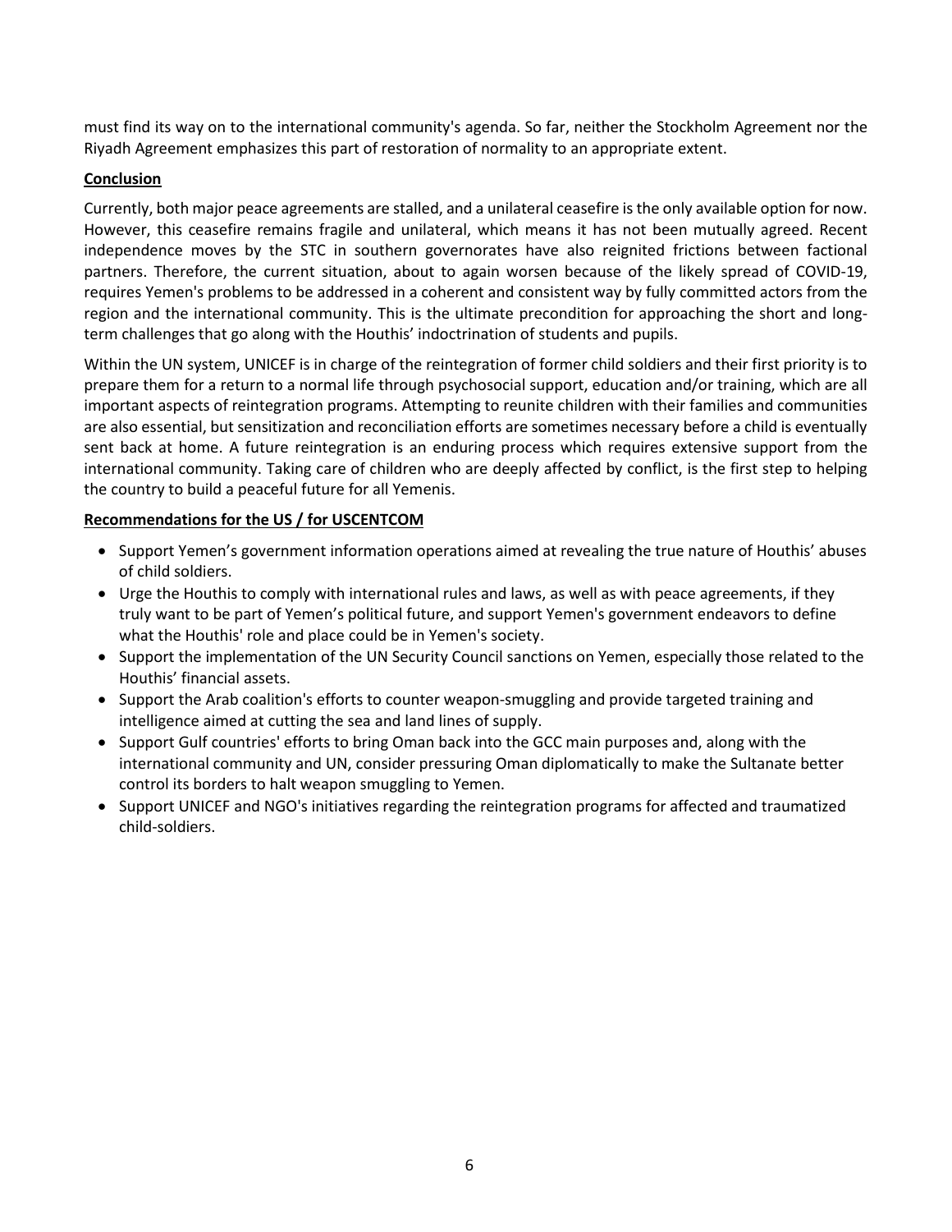must find its way on to the international community's agenda. So far, neither the Stockholm Agreement nor the Riyadh Agreement emphasizes this part of restoration of normality to an appropriate extent.

**Conclusion**

Currently, both major peace agreements are stalled, and a unilateral ceasefire is the only available option for now. However, this ceasefire remains fragile and unilateral, which means it has not been mutually agreed. Recent independence moves by the STC in southern governorates have also reignited frictions between factional partners. Therefore, the current situation, about to again worsen because of the likely spread of COVID-19, requires Yemen's problems to be addressed in a coherent and consistent way by fully committed actors from the region and the international community. This is the ultimate precondition for approaching the short and long-term challenges that go along with the Houthis' indoctrination of students and pupils.

Within the UN system, UNICEF is in charge of the reintegration of former child soldiers and their first priority is to prepare them for a return to a normal life through psychosocial support, education and/or training, which are all important aspects of reintegration programs. Attempting to reunite children with their families and communities are also essential, but sensitization and reconciliation efforts are sometimes necessary before a child is eventually sent back at home. A future reintegration is an enduring process which requires extensive support from the international community. Taking care of children who are deeply affected by conflict, is the first step to helping the country to build a peaceful future for all Yemenis.

**Recommendations for the US / for USCENTCOM**

- Support Yemen's government information operations aimed at revealing the true nature of Houthis' abuses of child soldiers.
- Urge the Houthis to comply with international rules and laws, as well as with peace agreements, if they truly want to be part of Yemen's political future, and support Yemen's government endeavors to define what the Houthis' role and place could be in Yemen's society.
- Support the implementation of the UN Security Council sanctions on Yemen, especially those related to the Houthis' financial assets.
- Support the Arab coalition's efforts to counter weapon-smuggling and provide targeted training and intelligence aimed at cutting the sea and land lines of supply.
- Support Gulf countries' efforts to bring Oman back into the GCC main purposes and, along with the international community and UN, consider pressuring Oman diplomatically to make the Sultanate better control its borders to halt weapon smuggling to Yemen.
- Support UNICEF and NGO's initiatives regarding the reintegration programs for affected and traumatized child-soldiers.